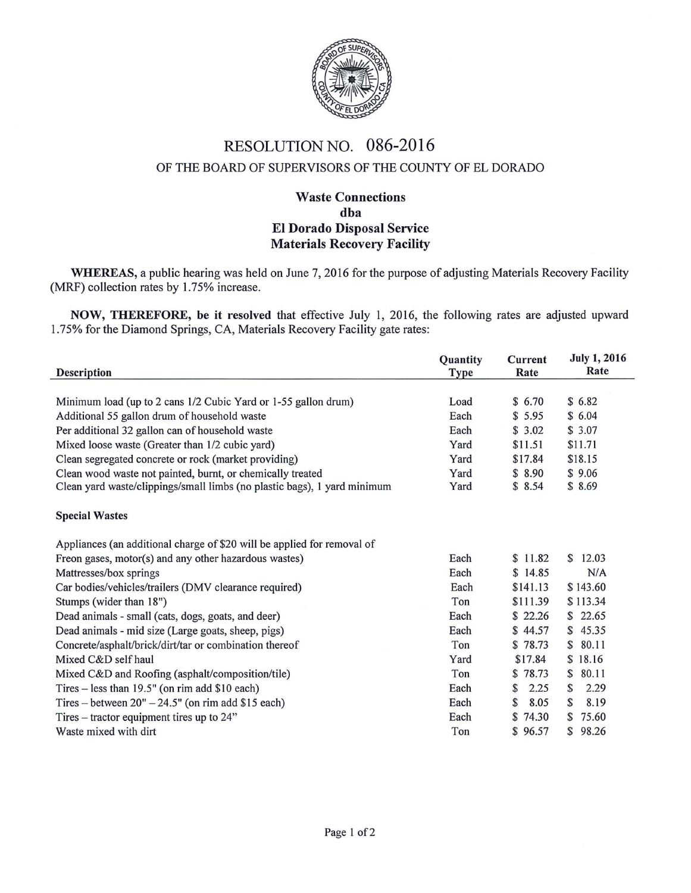# RESOLUTION NO. 086-2016

## OF THE BOARD OF SUPERVISORS OF THE COUNTY OF EL DORADO

### Waste Connections
### dba
### El Dorado Disposal Service
### Materials Recovery Facility

**WHEREAS,** a public hearing was held on June 7, 2016 for the purpose of adjusting Materials Recovery Facility (MRF) collection rates by 1.75% increase.

**NOW, THEREFORE, be it resolved** that effective July 1, 2016, the following rates are adjusted upward 1.75% for the Diamond Springs, CA, Materials Recovery Facility gate rates:

| Description | Quantity Type | Current Rate | July 1, 2016 Rate |
|---|---|---|---|
| Minimum load (up to 2 cans 1/2 Cubic Yard or 1-55 gallon drum) | Load | $ 6.70 | $ 6.82 |
| Additional 55 gallon drum of household waste | Each | $ 5.95 | $ 6.04 |
| Per additional 32 gallon can of household waste | Each | $ 3.02 | $ 3.07 |
| Mixed loose waste (Greater than 1/2 cubic yard) | Yard | $11.51 | $11.71 |
| Clean segregated concrete or rock (market providing) | Yard | $17.84 | $18.15 |
| Clean wood waste not painted, burnt, or chemically treated | Yard | $ 8.90 | $ 9.06 |
| Clean yard waste/clippings/small limbs (no plastic bags), 1 yard minimum | Yard | $ 8.54 | $ 8.69 |
| **Special Wastes** | | | |
| Appliances (an additional charge of $20 will be applied for removal of Freon gases, motor(s) and any other hazardous wastes) | Each | $ 11.82 | $ 12.03 |
| Mattresses/box springs | Each | $ 14.85 | N/A |
| Car bodies/vehicles/trailers (DMV clearance required) | Each | $141.13 | $ 143.60 |
| Stumps (wider than 18") | Ton | $111.39 | $ 113.34 |
| Dead animals - small (cats, dogs, goats, and deer) | Each | $ 22.26 | $ 22.65 |
| Dead animals - mid size (Large goats, sheep, pigs) | Each | $ 44.57 | $ 45.35 |
| Concrete/asphalt/brick/dirt/tar or combination thereof | Ton | $ 78.73 | $ 80.11 |
| Mixed C&D self haul | Yard | $17.84 | $ 18.16 |
| Mixed C&D and Roofing (asphalt/composition/tile) | Ton | $ 78.73 | $ 80.11 |
| Tires – less than 19.5" (on rim add $10 each) | Each | $ 2.25 | $ 2.29 |
| Tires – between 20" – 24.5" (on rim add $15 each) | Each | $ 8.05 | $ 8.19 |
| Tires – tractor equipment tires up to 24" | Each | $ 74.30 | $ 75.60 |
| Waste mixed with dirt | Ton | $ 96.57 | $ 98.26 |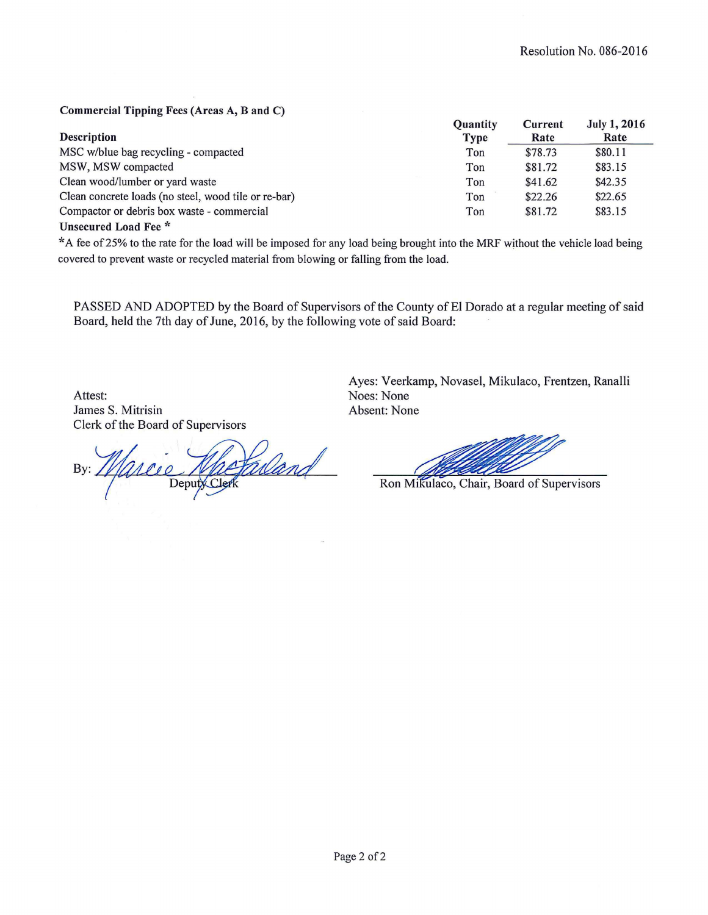Resolution No. 086-2016

**Commercial Tipping Fees (Areas A, B and C)**

| Description | Quantity Type | Current Rate | July 1, 2016 Rate |
|---|---|---|---|
| MSC w/blue bag recycling - compacted | Ton | $78.73 | $80.11 |
| MSW, MSW compacted | Ton | $81.72 | $83.15 |
| Clean wood/lumber or yard waste | Ton | $41.62 | $42.35 |
| Clean concrete loads (no steel, wood tile or re-bar) | Ton | $22.26 | $22.65 |
| Compactor or debris box waste - commercial | Ton | $81.72 | $83.15 |

**Unsecured Load Fee ***

*A fee of 25% to the rate for the load will be imposed for any load being brought into the MRF without the vehicle load being covered to prevent waste or recycled material from blowing or falling from the load.

PASSED AND ADOPTED by the Board of Supervisors of the County of El Dorado at a regular meeting of said Board, held the 7th day of June, 2016, by the following vote of said Board:

Ayes: Veerkamp, Novasel, Mikulaco, Frentzen, Ranalli
Noes: None
Absent: None

Attest:
James S. Mitrisin
Clerk of the Board of Supervisors

By: Marcie MacFarland
Deputy Clerk

Ron Mikulaco, Chair, Board of Supervisors